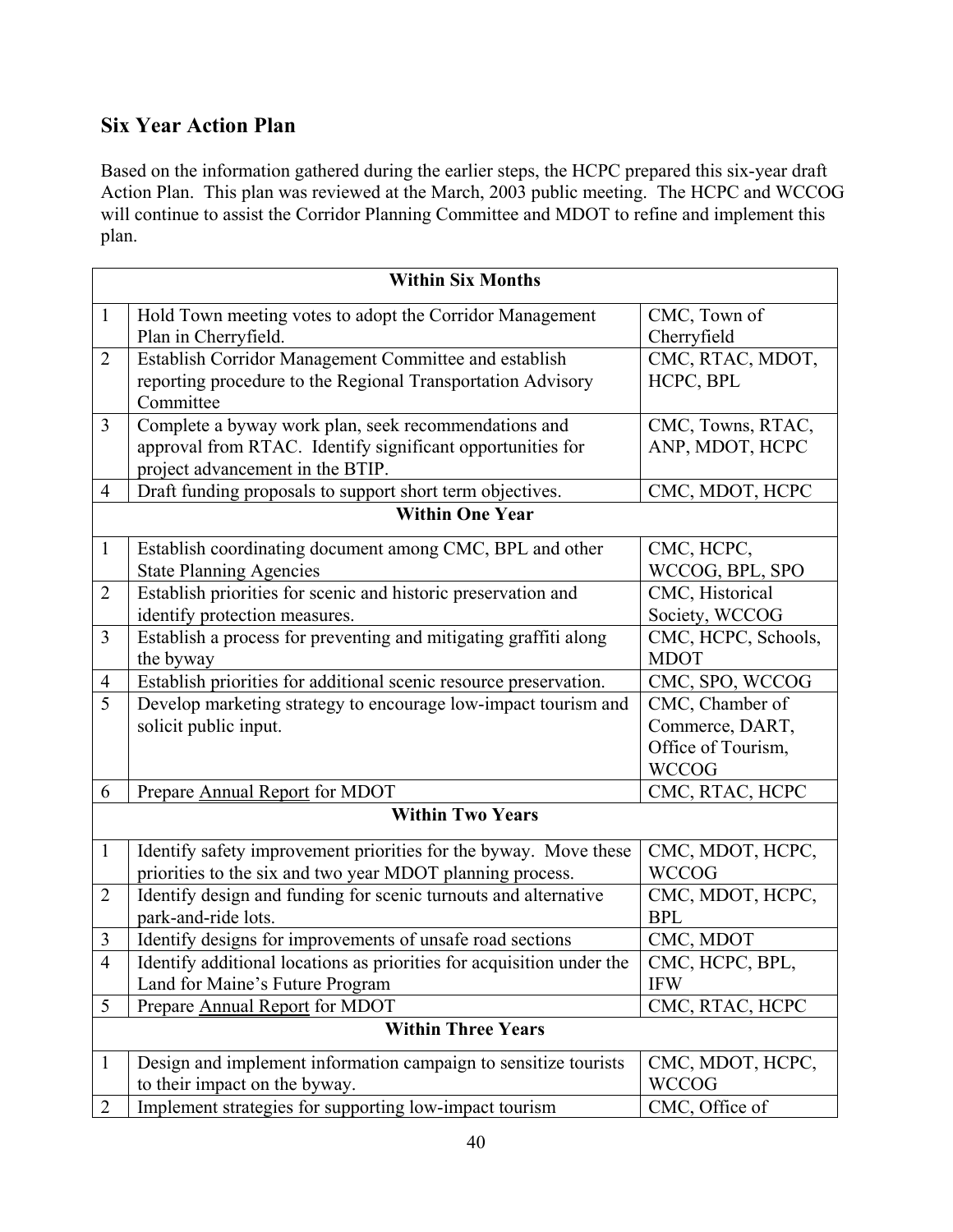## Six Year Action Plan

Based on the information gathered during the earlier steps, the HCPC prepared this six-year draft Action Plan. This plan was reviewed at the March, 2003 public meeting. The HCPC and WCCOG will continue to assist the Corridor Planning Committee and MDOT to refine and implement this plan.

| | **Within Six Months** | |
|---|---|---|
| 1 | Hold Town meeting votes to adopt the Corridor Management Plan in Cherryfield. | CMC, Town of Cherryfield |
| 2 | Establish Corridor Management Committee and establish reporting procedure to the Regional Transportation Advisory Committee | CMC, RTAC, MDOT, HCPC, BPL |
| 3 | Complete a byway work plan, seek recommendations and approval from RTAC. Identify significant opportunities for project advancement in the BTIP. | CMC, Towns, RTAC, ANP, MDOT, HCPC |
| 4 | Draft funding proposals to support short term objectives. | CMC, MDOT, HCPC |
| | **Within One Year** | |
| 1 | Establish coordinating document among CMC, BPL and other State Planning Agencies | CMC, HCPC, WCCOG, BPL, SPO |
| 2 | Establish priorities for scenic and historic preservation and identify protection measures. | CMC, Historical Society, WCCOG |
| 3 | Establish a process for preventing and mitigating graffiti along the byway | CMC, HCPC, Schools, MDOT |
| 4 | Establish priorities for additional scenic resource preservation. | CMC, SPO, WCCOG |
| 5 | Develop marketing strategy to encourage low-impact tourism and solicit public input. | CMC, Chamber of Commerce, DART, Office of Tourism, WCCOG |
| 6 | Prepare <u>Annual Report</u> for MDOT | CMC, RTAC, HCPC |
| | **Within Two Years** | |
| 1 | Identify safety improvement priorities for the byway. Move these priorities to the six and two year MDOT planning process. | CMC, MDOT, HCPC, WCCOG |
| 2 | Identify design and funding for scenic turnouts and alternative park-and-ride lots. | CMC, MDOT, HCPC, BPL |
| 3 | Identify designs for improvements of unsafe road sections | CMC, MDOT |
| 4 | Identify additional locations as priorities for acquisition under the Land for Maine's Future Program | CMC, HCPC, BPL, IFW |
| 5 | Prepare <u>Annual Report</u> for MDOT | CMC, RTAC, HCPC |
| | **Within Three Years** | |
| 1 | Design and implement information campaign to sensitize tourists to their impact on the byway. | CMC, MDOT, HCPC, WCCOG |
| 2 | Implement strategies for supporting low-impact tourism | CMC, Office of |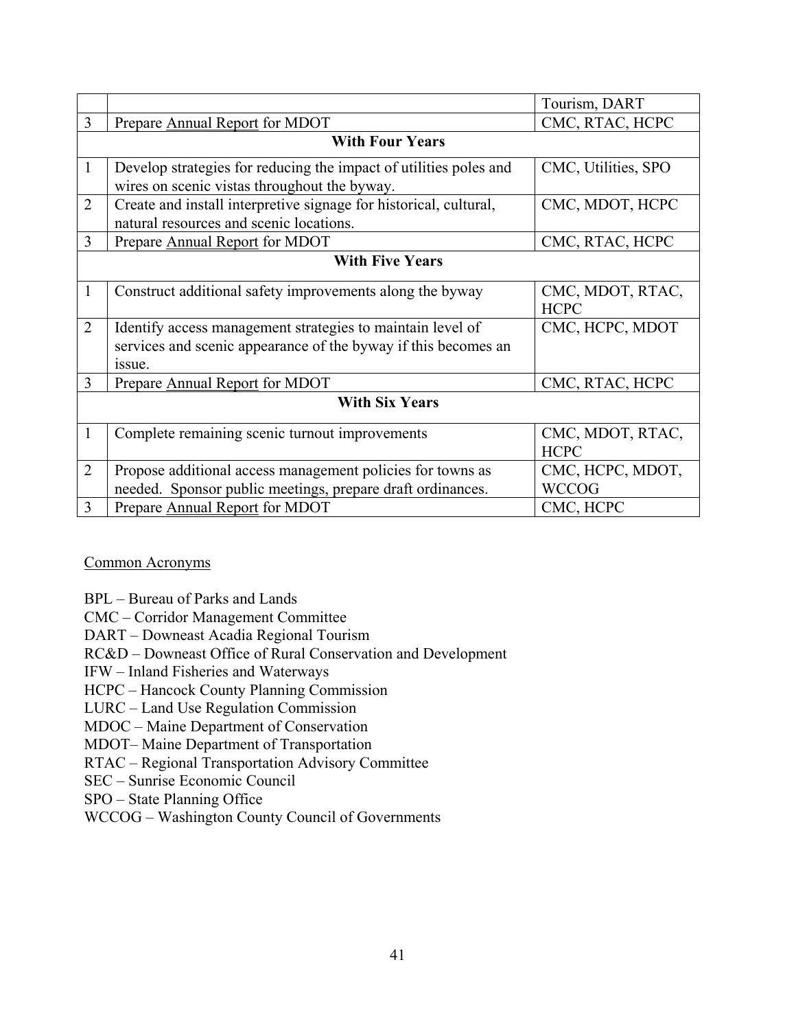| | | |
|---|---|---|
| | | Tourism, DART |
| 3 | Prepare Annual Report for MDOT | CMC, RTAC, HCPC |
| **With Four Years** | | |
| 1 | Develop strategies for reducing the impact of utilities poles and wires on scenic vistas throughout the byway. | CMC, Utilities, SPO |
| 2 | Create and install interpretive signage for historical, cultural, natural resources and scenic locations. | CMC, MDOT, HCPC |
| 3 | Prepare Annual Report for MDOT | CMC, RTAC, HCPC |
| **With Five Years** | | |
| 1 | Construct additional safety improvements along the byway | CMC, MDOT, RTAC, HCPC |
| 2 | Identify access management strategies to maintain level of services and scenic appearance of the byway if this becomes an issue. | CMC, HCPC, MDOT |
| 3 | Prepare Annual Report for MDOT | CMC, RTAC, HCPC |
| **With Six Years** | | |
| 1 | Complete remaining scenic turnout improvements | CMC, MDOT, RTAC, HCPC |
| 2 | Propose additional access management policies for towns as needed. Sponsor public meetings, prepare draft ordinances. | CMC, HCPC, MDOT, WCCOG |
| 3 | Prepare Annual Report for MDOT | CMC, HCPC |

Common Acronyms

BPL – Bureau of Parks and Lands
CMC – Corridor Management Committee
DART – Downeast Acadia Regional Tourism
RC&D – Downeast Office of Rural Conservation and Development
IFW – Inland Fisheries and Waterways
HCPC – Hancock County Planning Commission
LURC – Land Use Regulation Commission
MDOC – Maine Department of Conservation
MDOT– Maine Department of Transportation
RTAC – Regional Transportation Advisory Committee
SEC – Sunrise Economic Council
SPO – State Planning Office
WCCOG – Washington County Council of Governments